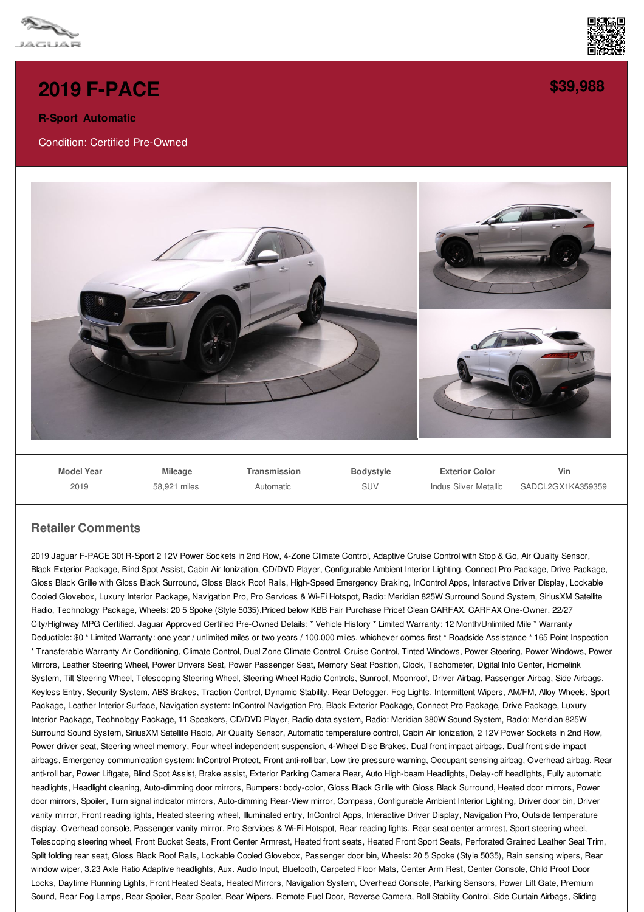# 2019 F-PACE

**$39,988**

**R-Sport Automatic**

Condition: Certified Pre-Owned

| Model Year | Mileage | Transmission | Bodystyle | Exterior Color | Vin |
|---|---|---|---|---|---|
| 2019 | 58,921 miles | Automatic | SUV | Indus Silver Metallic | SADCL2GX1KA359359 |

## Retailer Comments

2019 Jaguar F-PACE 30t R-Sport 2 12V Power Sockets in 2nd Row, 4-Zone Climate Control, Adaptive Cruise Control with Stop & Go, Air Quality Sensor, Black Exterior Package, Blind Spot Assist, Cabin Air Ionization, CD/DVD Player, Configurable Ambient Interior Lighting, Connect Pro Package, Drive Package, Gloss Black Grille with Gloss Black Surround, Gloss Black Roof Rails, High-Speed Emergency Braking, InControl Apps, Interactive Driver Display, Lockable Cooled Glovebox, Luxury Interior Package, Navigation Pro, Pro Services & Wi-Fi Hotspot, Radio: Meridian 825W Surround Sound System, SiriusXM Satellite Radio, Technology Package, Wheels: 20 5 Spoke (Style 5035).Priced below KBB Fair Purchase Price! Clean CARFAX. CARFAX One-Owner. 22/27 City/Highway MPG Certified. Jaguar Approved Certified Pre-Owned Details: * Vehicle History * Limited Warranty: 12 Month/Unlimited Mile * Warranty Deductible: $0 * Limited Warranty: one year / unlimited miles or two years / 100,000 miles, whichever comes first * Roadside Assistance * 165 Point Inspection * Transferable Warranty Air Conditioning, Climate Control, Dual Zone Climate Control, Cruise Control, Tinted Windows, Power Steering, Power Windows, Power Mirrors, Leather Steering Wheel, Power Drivers Seat, Power Passenger Seat, Memory Seat Position, Clock, Tachometer, Digital Info Center, Homelink System, Tilt Steering Wheel, Telescoping Steering Wheel, Steering Wheel Radio Controls, Sunroof, Moonroof, Driver Airbag, Passenger Airbag, Side Airbags, Keyless Entry, Security System, ABS Brakes, Traction Control, Dynamic Stability, Rear Defogger, Fog Lights, Intermittent Wipers, AM/FM, Alloy Wheels, Sport Package, Leather Interior Surface, Navigation system: InControl Navigation Pro, Black Exterior Package, Connect Pro Package, Drive Package, Luxury Interior Package, Technology Package, 11 Speakers, CD/DVD Player, Radio data system, Radio: Meridian 380W Sound System, Radio: Meridian 825W Surround Sound System, SiriusXM Satellite Radio, Air Quality Sensor, Automatic temperature control, Cabin Air Ionization, 2 12V Power Sockets in 2nd Row, Power driver seat, Steering wheel memory, Four wheel independent suspension, 4-Wheel Disc Brakes, Dual front impact airbags, Dual front side impact airbags, Emergency communication system: InControl Protect, Front anti-roll bar, Low tire pressure warning, Occupant sensing airbag, Overhead airbag, Rear anti-roll bar, Power Liftgate, Blind Spot Assist, Brake assist, Exterior Parking Camera Rear, Auto High-beam Headlights, Delay-off headlights, Fully automatic headlights, Headlight cleaning, Auto-dimming door mirrors, Bumpers: body-color, Gloss Black Grille with Gloss Black Surround, Heated door mirrors, Power door mirrors, Spoiler, Turn signal indicator mirrors, Auto-dimming Rear-View mirror, Compass, Configurable Ambient Interior Lighting, Driver door bin, Driver vanity mirror, Front reading lights, Heated steering wheel, Illuminated entry, InControl Apps, Interactive Driver Display, Navigation Pro, Outside temperature display, Overhead console, Passenger vanity mirror, Pro Services & Wi-Fi Hotspot, Rear reading lights, Rear seat center armrest, Sport steering wheel, Telescoping steering wheel, Front Bucket Seats, Front Center Armrest, Heated front seats, Heated Front Sport Seats, Perforated Grained Leather Seat Trim, Split folding rear seat, Gloss Black Roof Rails, Lockable Cooled Glovebox, Passenger door bin, Wheels: 20 5 Spoke (Style 5035), Rain sensing wipers, Rear window wiper, 3.23 Axle Ratio Adaptive headlights, Aux. Audio Input, Bluetooth, Carpeted Floor Mats, Center Arm Rest, Center Console, Child Proof Door Locks, Daytime Running Lights, Front Heated Seats, Heated Mirrors, Navigation System, Overhead Console, Parking Sensors, Power Lift Gate, Premium Sound, Rear Fog Lamps, Rear Spoiler, Rear Spoiler, Rear Wipers, Remote Fuel Door, Reverse Camera, Roll Stability Control, Side Curtain Airbags, Sliding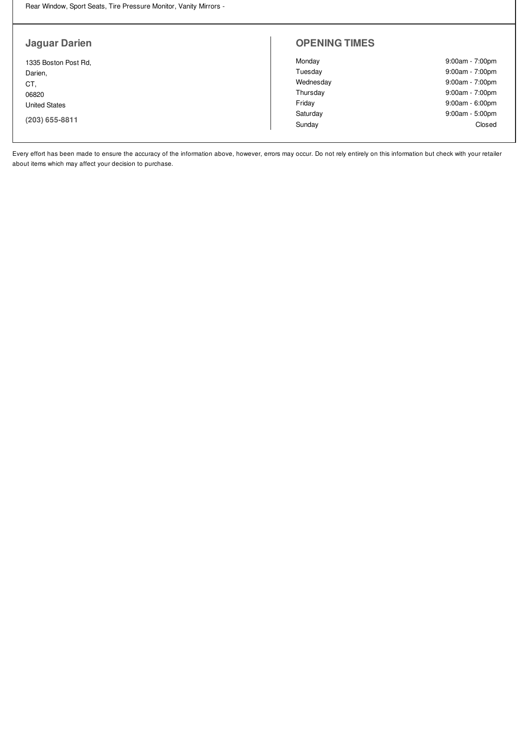Rear Window, Sport Seats, Tire Pressure Monitor, Vanity Mirrors -

## Jaguar Darien

1335 Boston Post Rd,
Darien,
CT,
06820
United States

**(203) 655-8811**

## OPENING TIMES

| | |
|---|---|
| Monday | 9:00am - 7:00pm |
| Tuesday | 9:00am - 7:00pm |
| Wednesday | 9:00am - 7:00pm |
| Thursday | 9:00am - 7:00pm |
| Friday | 9:00am - 6:00pm |
| Saturday | 9:00am - 5:00pm |
| Sunday | Closed |

Every effort has been made to ensure the accuracy of the information above, however, errors may occur. Do not rely entirely on this information but check with your retailer about items which may affect your decision to purchase.